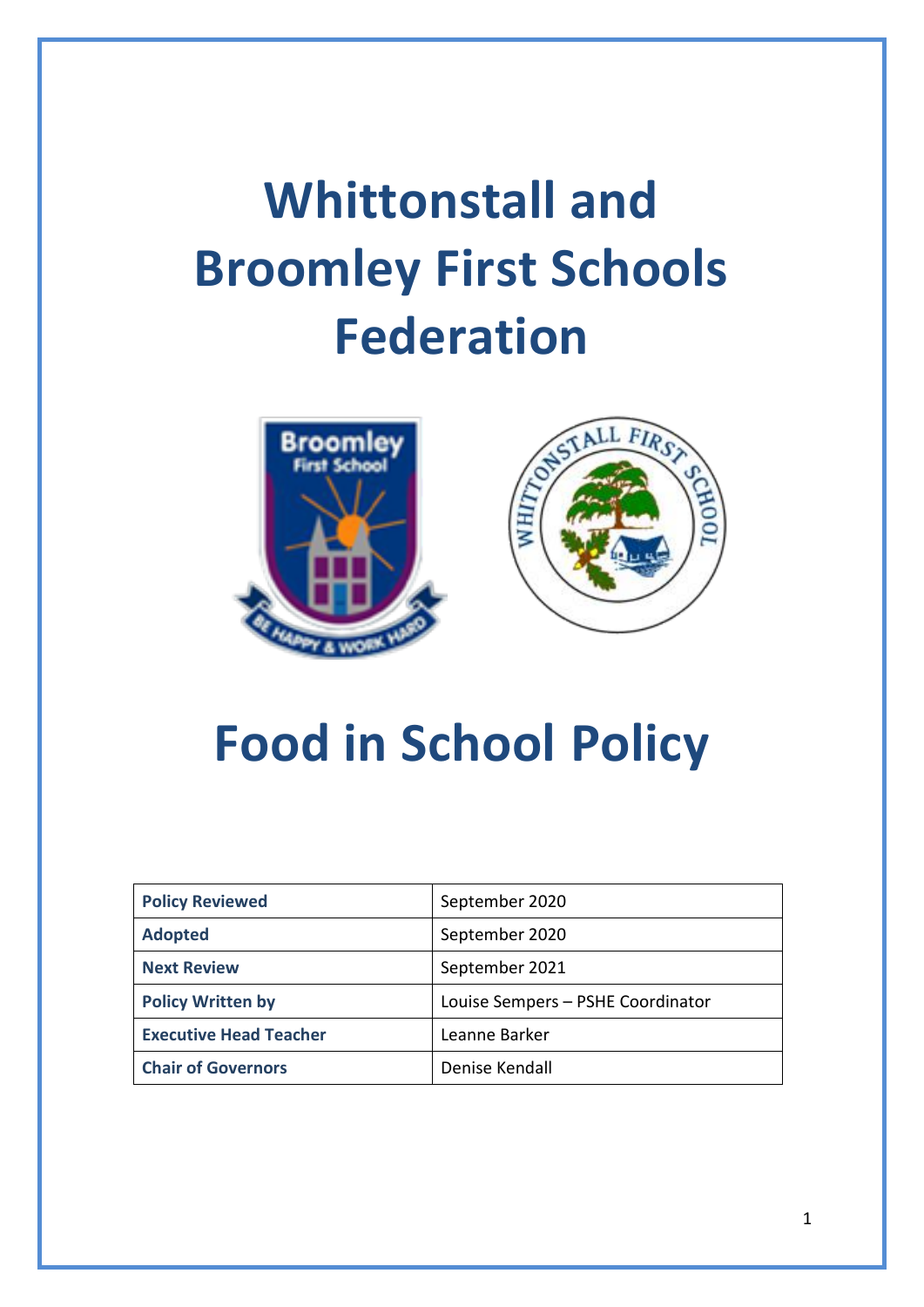# Whittonstall and Broomley First Schools Federation

# Food in School Policy

| | |
|---|---|
| **Policy Reviewed** | September 2020 |
| **Adopted** | September 2020 |
| **Next Review** | September 2021 |
| **Policy Written by** | Louise Sempers – PSHE Coordinator |
| **Executive Head Teacher** | Leanne Barker |
| **Chair of Governors** | Denise Kendall |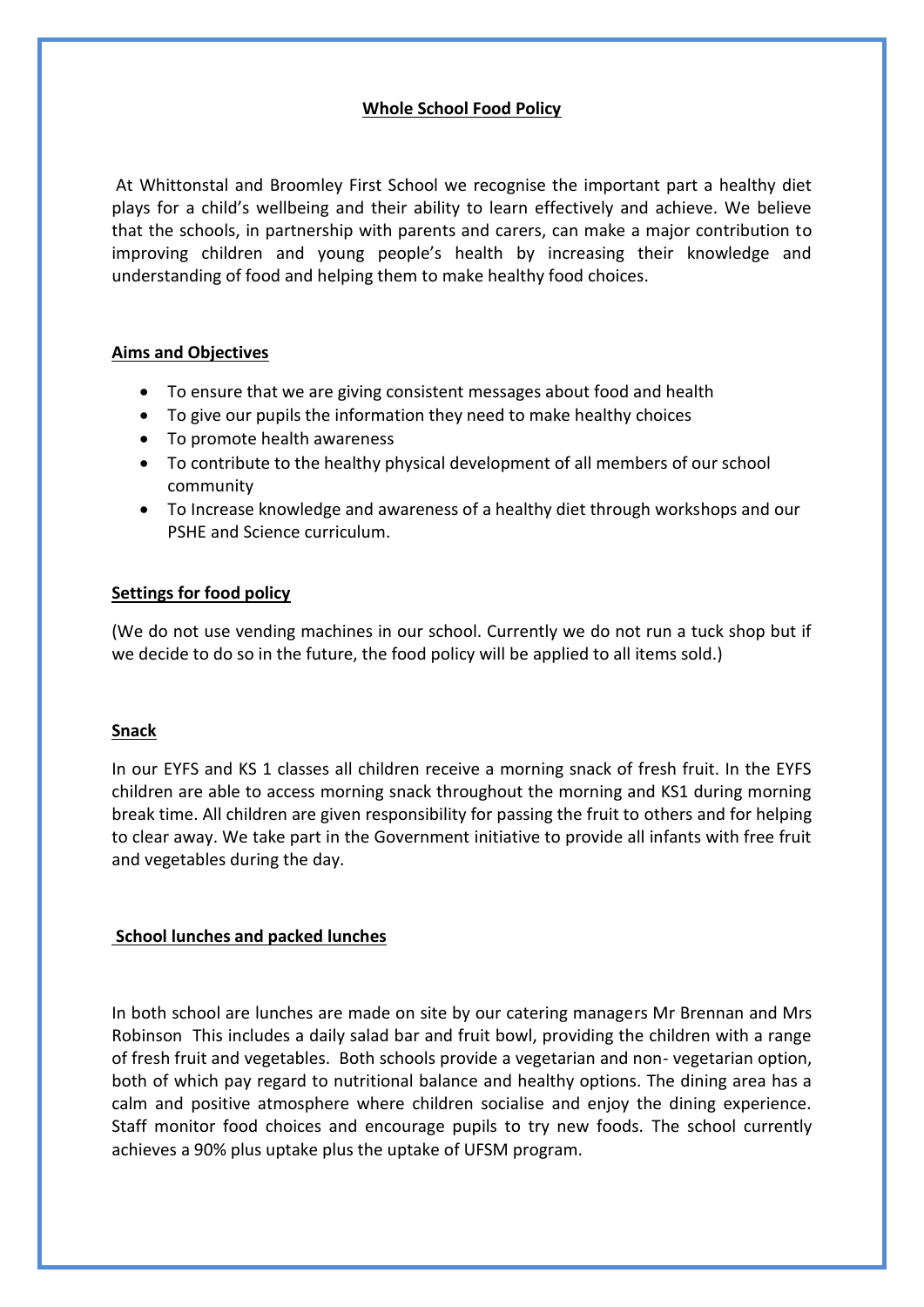## Whole School Food Policy

At Whittonstal and Broomley First School we recognise the important part a healthy diet plays for a child's wellbeing and their ability to learn effectively and achieve. We believe that the schools, in partnership with parents and carers, can make a major contribution to improving children and young people's health by increasing their knowledge and understanding of food and helping them to make healthy food choices.

### Aims and Objectives

- To ensure that we are giving consistent messages about food and health
- To give our pupils the information they need to make healthy choices
- To promote health awareness
- To contribute to the healthy physical development of all members of our school community
- To Increase knowledge and awareness of a healthy diet through workshops and our PSHE and Science curriculum.

### Settings for food policy

(We do not use vending machines in our school. Currently we do not run a tuck shop but if we decide to do so in the future, the food policy will be applied to all items sold.)

### Snack

In our EYFS and KS 1 classes all children receive a morning snack of fresh fruit. In the EYFS children are able to access morning snack throughout the morning and KS1 during morning break time. All children are given responsibility for passing the fruit to others and for helping to clear away. We take part in the Government initiative to provide all infants with free fruit and vegetables during the day.

### School lunches and packed lunches

In both school are lunches are made on site by our catering managers Mr Brennan and Mrs Robinson This includes a daily salad bar and fruit bowl, providing the children with a range of fresh fruit and vegetables. Both schools provide a vegetarian and non- vegetarian option, both of which pay regard to nutritional balance and healthy options. The dining area has a calm and positive atmosphere where children socialise and enjoy the dining experience. Staff monitor food choices and encourage pupils to try new foods. The school currently achieves a 90% plus uptake plus the uptake of UFSM program.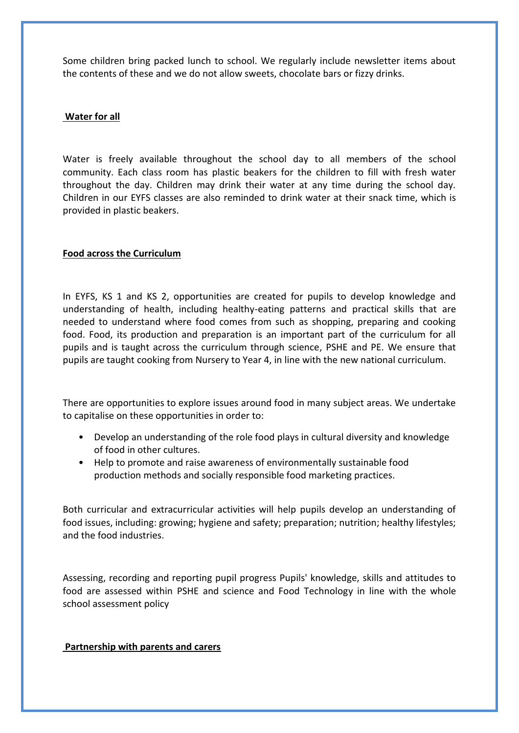Some children bring packed lunch to school. We regularly include newsletter items about the contents of these and we do not allow sweets, chocolate bars or fizzy drinks.

## Water for all

Water is freely available throughout the school day to all members of the school community. Each class room has plastic beakers for the children to fill with fresh water throughout the day. Children may drink their water at any time during the school day. Children in our EYFS classes are also reminded to drink water at their snack time, which is provided in plastic beakers.

## Food across the Curriculum

In EYFS, KS 1 and KS 2, opportunities are created for pupils to develop knowledge and understanding of health, including healthy-eating patterns and practical skills that are needed to understand where food comes from such as shopping, preparing and cooking food. Food, its production and preparation is an important part of the curriculum for all pupils and is taught across the curriculum through science, PSHE and PE. We ensure that pupils are taught cooking from Nursery to Year 4, in line with the new national curriculum.

There are opportunities to explore issues around food in many subject areas. We undertake to capitalise on these opportunities in order to:

- Develop an understanding of the role food plays in cultural diversity and knowledge of food in other cultures.
- Help to promote and raise awareness of environmentally sustainable food production methods and socially responsible food marketing practices.

Both curricular and extracurricular activities will help pupils develop an understanding of food issues, including: growing; hygiene and safety; preparation; nutrition; healthy lifestyles; and the food industries.

Assessing, recording and reporting pupil progress Pupils' knowledge, skills and attitudes to food are assessed within PSHE and science and Food Technology in line with the whole school assessment policy

## Partnership with parents and carers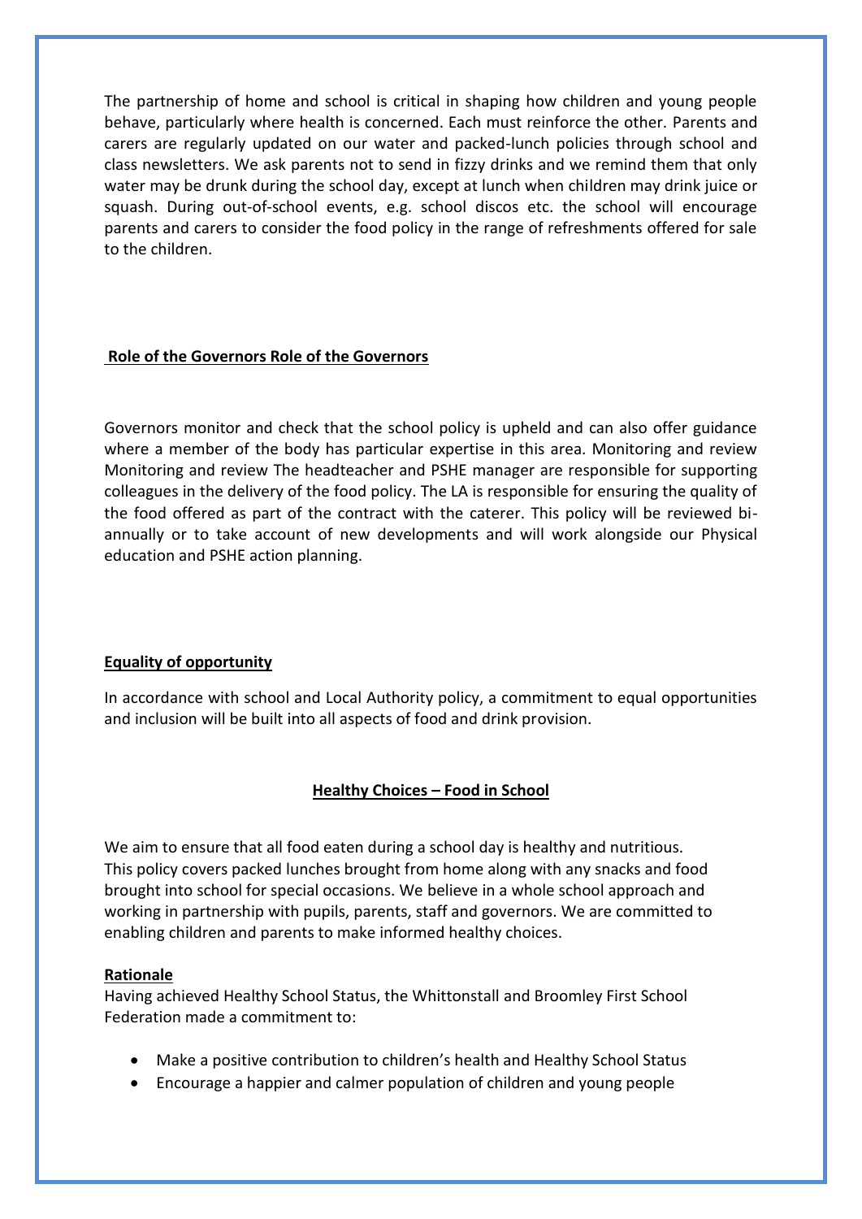The partnership of home and school is critical in shaping how children and young people behave, particularly where health is concerned. Each must reinforce the other. Parents and carers are regularly updated on our water and packed-lunch policies through school and class newsletters. We ask parents not to send in fizzy drinks and we remind them that only water may be drunk during the school day, except at lunch when children may drink juice or squash. During out-of-school events, e.g. school discos etc. the school will encourage parents and carers to consider the food policy in the range of refreshments offered for sale to the children.

## Role of the Governors Role of the Governors

Governors monitor and check that the school policy is upheld and can also offer guidance where a member of the body has particular expertise in this area. Monitoring and review Monitoring and review The headteacher and PSHE manager are responsible for supporting colleagues in the delivery of the food policy. The LA is responsible for ensuring the quality of the food offered as part of the contract with the caterer. This policy will be reviewed bi-annually or to take account of new developments and will work alongside our Physical education and PSHE action planning.

## Equality of opportunity

In accordance with school and Local Authority policy, a commitment to equal opportunities and inclusion will be built into all aspects of food and drink provision.

## Healthy Choices – Food in School

We aim to ensure that all food eaten during a school day is healthy and nutritious. This policy covers packed lunches brought from home along with any snacks and food brought into school for special occasions. We believe in a whole school approach and working in partnership with pupils, parents, staff and governors. We are committed to enabling children and parents to make informed healthy choices.

### Rationale

Having achieved Healthy School Status, the Whittonstall and Broomley First School Federation made a commitment to:

- Make a positive contribution to children's health and Healthy School Status
- Encourage a happier and calmer population of children and young people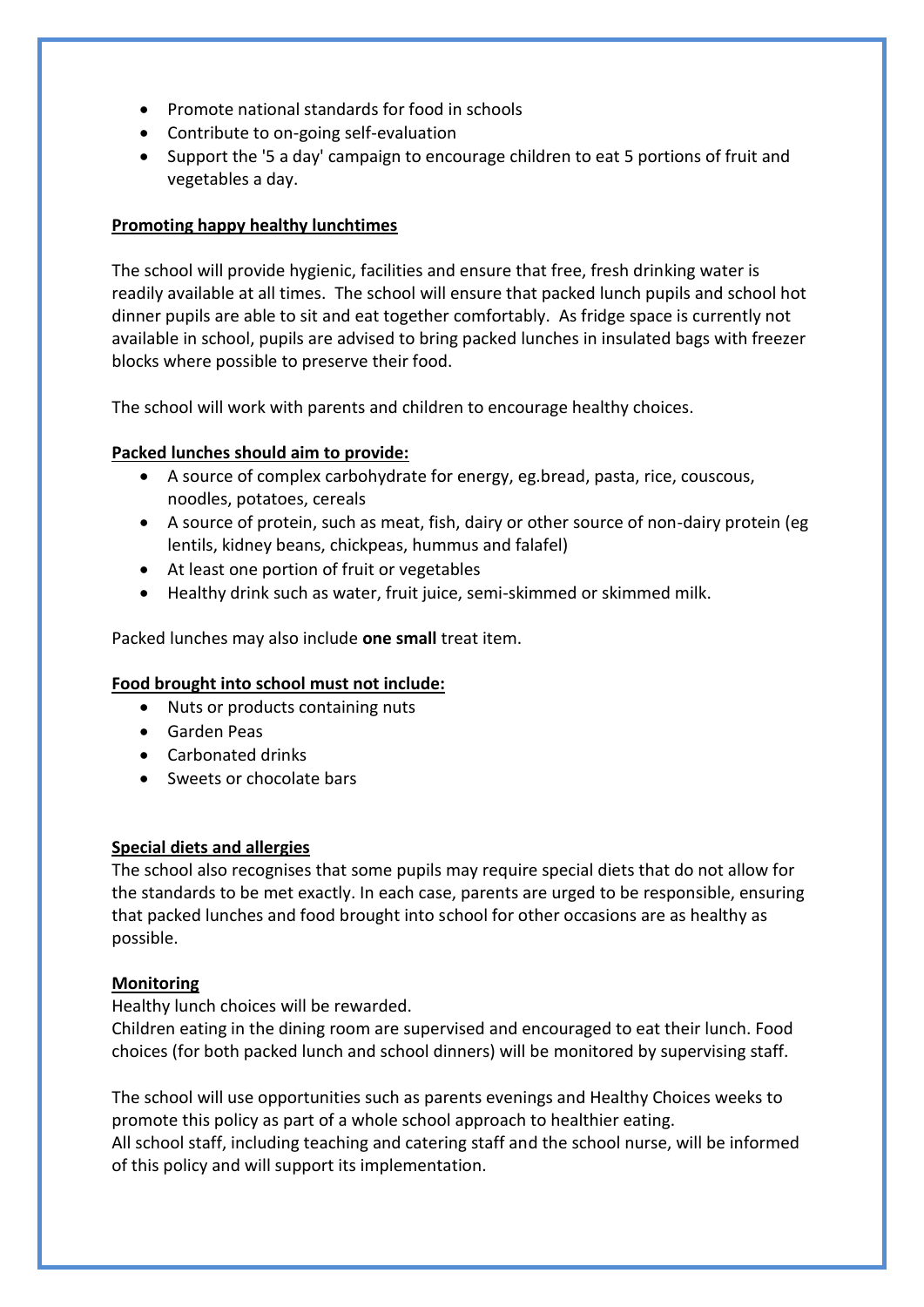- Promote national standards for food in schools
- Contribute to on-going self-evaluation
- Support the '5 a day' campaign to encourage children to eat 5 portions of fruit and vegetables a day.

**Promoting happy healthy lunchtimes**

The school will provide hygienic, facilities and ensure that free, fresh drinking water is readily available at all times. The school will ensure that packed lunch pupils and school hot dinner pupils are able to sit and eat together comfortably. As fridge space is currently not available in school, pupils are advised to bring packed lunches in insulated bags with freezer blocks where possible to preserve their food.

The school will work with parents and children to encourage healthy choices.

**Packed lunches should aim to provide:**

- A source of complex carbohydrate for energy, eg.bread, pasta, rice, couscous, noodles, potatoes, cereals
- A source of protein, such as meat, fish, dairy or other source of non-dairy protein (eg lentils, kidney beans, chickpeas, hummus and falafel)
- At least one portion of fruit or vegetables
- Healthy drink such as water, fruit juice, semi-skimmed or skimmed milk.

Packed lunches may also include **one small** treat item.

**Food brought into school must not include:**

- Nuts or products containing nuts
- Garden Peas
- Carbonated drinks
- Sweets or chocolate bars

**Special diets and allergies**

The school also recognises that some pupils may require special diets that do not allow for the standards to be met exactly. In each case, parents are urged to be responsible, ensuring that packed lunches and food brought into school for other occasions are as healthy as possible.

**Monitoring**

Healthy lunch choices will be rewarded.
Children eating in the dining room are supervised and encouraged to eat their lunch. Food choices (for both packed lunch and school dinners) will be monitored by supervising staff.

The school will use opportunities such as parents evenings and Healthy Choices weeks to promote this policy as part of a whole school approach to healthier eating.
All school staff, including teaching and catering staff and the school nurse, will be informed of this policy and will support its implementation.